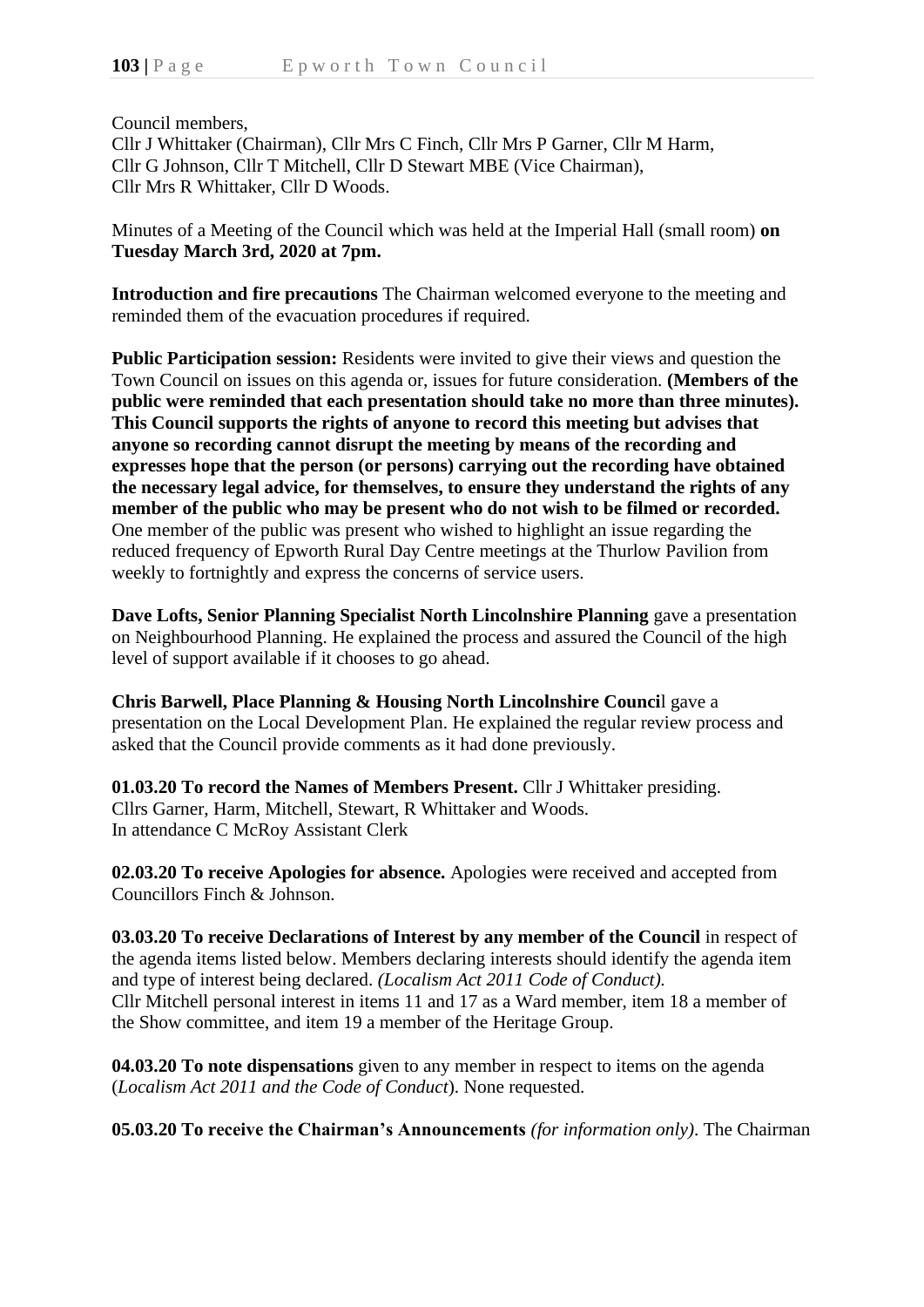Council members,
Cllr J Whittaker (Chairman), Cllr Mrs C Finch, Cllr Mrs P Garner, Cllr M Harm,
Cllr G Johnson, Cllr T Mitchell, Cllr D Stewart MBE (Vice Chairman),
Cllr Mrs R Whittaker, Cllr D Woods.

Minutes of a Meeting of the Council which was held at the Imperial Hall (small room) **on Tuesday March 3rd, 2020 at 7pm.**

**Introduction and fire precautions** The Chairman welcomed everyone to the meeting and reminded them of the evacuation procedures if required.

**Public Participation session:** Residents were invited to give their views and question the Town Council on issues on this agenda or, issues for future consideration. **(Members of the public were reminded that each presentation should take no more than three minutes). This Council supports the rights of anyone to record this meeting but advises that anyone so recording cannot disrupt the meeting by means of the recording and expresses hope that the person (or persons) carrying out the recording have obtained the necessary legal advice, for themselves, to ensure they understand the rights of any member of the public who may be present who do not wish to be filmed or recorded.** One member of the public was present who wished to highlight an issue regarding the reduced frequency of Epworth Rural Day Centre meetings at the Thurlow Pavilion from weekly to fortnightly and express the concerns of service users.

**Dave Lofts, Senior Planning Specialist North Lincolnshire Planning** gave a presentation on Neighbourhood Planning. He explained the process and assured the Council of the high level of support available if it chooses to go ahead.

**Chris Barwell, Place Planning & Housing North Lincolnshire Council** gave a presentation on the Local Development Plan. He explained the regular review process and asked that the Council provide comments as it had done previously.

**01.03.20 To record the Names of Members Present.** Cllr J Whittaker presiding.
Cllrs Garner, Harm, Mitchell, Stewart, R Whittaker and Woods.
In attendance C McRoy Assistant Clerk

**02.03.20 To receive Apologies for absence.** Apologies were received and accepted from Councillors Finch & Johnson.

**03.03.20 To receive Declarations of Interest by any member of the Council** in respect of the agenda items listed below. Members declaring interests should identify the agenda item and type of interest being declared. *(Localism Act 2011 Code of Conduct).*
Cllr Mitchell personal interest in items 11 and 17 as a Ward member, item 18 a member of the Show committee, and item 19 a member of the Heritage Group.

**04.03.20 To note dispensations** given to any member in respect to items on the agenda (*Localism Act 2011 and the Code of Conduct*). None requested.

**05.03.20 To receive the Chairman's Announcements** *(for information only)*. The Chairman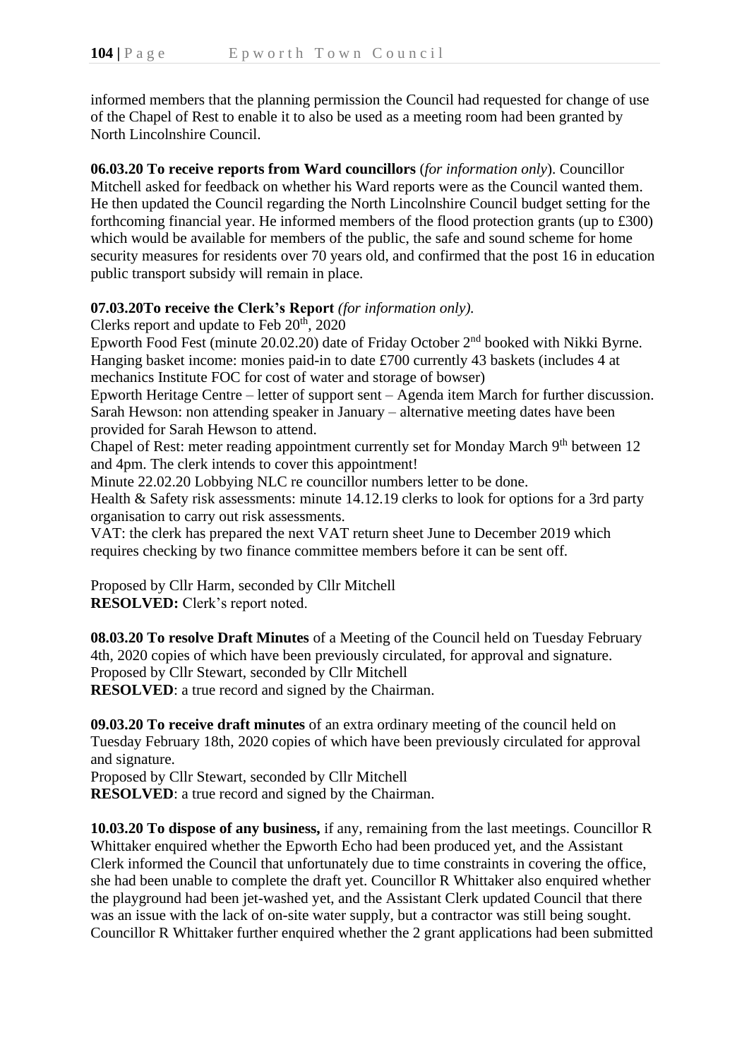informed members that the planning permission the Council had requested for change of use of the Chapel of Rest to enable it to also be used as a meeting room had been granted by North Lincolnshire Council.

**06.03.20 To receive reports from Ward councillors** (*for information only*). Councillor Mitchell asked for feedback on whether his Ward reports were as the Council wanted them. He then updated the Council regarding the North Lincolnshire Council budget setting for the forthcoming financial year. He informed members of the flood protection grants (up to £300) which would be available for members of the public, the safe and sound scheme for home security measures for residents over 70 years old, and confirmed that the post 16 in education public transport subsidy will remain in place.

**07.03.20To receive the Clerk's Report** *(for information only).*

Clerks report and update to Feb 20th, 2020

Epworth Food Fest (minute 20.02.20) date of Friday October 2nd booked with Nikki Byrne.

Hanging basket income: monies paid-in to date £700 currently 43 baskets (includes 4 at mechanics Institute FOC for cost of water and storage of bowser)

Epworth Heritage Centre – letter of support sent – Agenda item March for further discussion.

Sarah Hewson: non attending speaker in January – alternative meeting dates have been provided for Sarah Hewson to attend.

Chapel of Rest: meter reading appointment currently set for Monday March 9th between 12 and 4pm. The clerk intends to cover this appointment!

Minute 22.02.20 Lobbying NLC re councillor numbers letter to be done.

Health & Safety risk assessments: minute 14.12.19 clerks to look for options for a 3rd party organisation to carry out risk assessments.

VAT: the clerk has prepared the next VAT return sheet June to December 2019 which requires checking by two finance committee members before it can be sent off.

Proposed by Cllr Harm, seconded by Cllr Mitchell
**RESOLVED:** Clerk's report noted.

**08.03.20 To resolve Draft Minutes** of a Meeting of the Council held on Tuesday February 4th, 2020 copies of which have been previously circulated, for approval and signature.
Proposed by Cllr Stewart, seconded by Cllr Mitchell
**RESOLVED**: a true record and signed by the Chairman.

**09.03.20 To receive draft minutes** of an extra ordinary meeting of the council held on Tuesday February 18th, 2020 copies of which have been previously circulated for approval and signature.
Proposed by Cllr Stewart, seconded by Cllr Mitchell
**RESOLVED**: a true record and signed by the Chairman.

**10.03.20 To dispose of any business,** if any, remaining from the last meetings. Councillor R Whittaker enquired whether the Epworth Echo had been produced yet, and the Assistant Clerk informed the Council that unfortunately due to time constraints in covering the office, she had been unable to complete the draft yet. Councillor R Whittaker also enquired whether the playground had been jet-washed yet, and the Assistant Clerk updated Council that there was an issue with the lack of on-site water supply, but a contractor was still being sought. Councillor R Whittaker further enquired whether the 2 grant applications had been submitted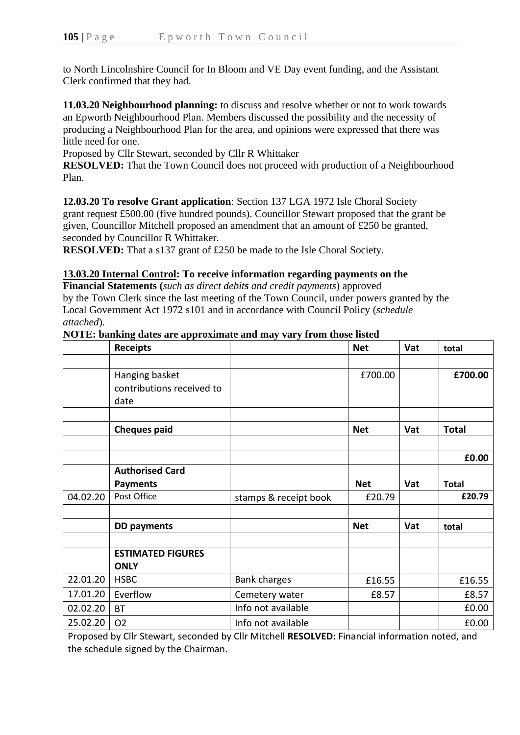to North Lincolnshire Council for In Bloom and VE Day event funding, and the Assistant Clerk confirmed that they had.

**11.03.20 Neighbourhood planning:** to discuss and resolve whether or not to work towards an Epworth Neighbourhood Plan. Members discussed the possibility and the necessity of producing a Neighbourhood Plan for the area, and opinions were expressed that there was little need for one.

Proposed by Cllr Stewart, seconded by Cllr R Whittaker

**RESOLVED:** That the Town Council does not proceed with production of a Neighbourhood Plan.

**12.03.20 To resolve Grant application**: Section 137 LGA 1972 Isle Choral Society grant request £500.00 (five hundred pounds). Councillor Stewart proposed that the grant be given, Councillor Mitchell proposed an amendment that an amount of £250 be granted, seconded by Councillor R Whittaker.

**RESOLVED:** That a s137 grant of £250 be made to the Isle Choral Society.

**13.03.20 Internal Control: To receive information regarding payments on the Financial Statements (***such as direct debits and credit payments*) approved by the Town Clerk since the last meeting of the Town Council, under powers granted by the Local Government Act 1972 s101 and in accordance with Council Policy (*schedule attached*).

**NOTE: banking dates are approximate and may vary from those listed**

| | **Receipts** | | **Net** | **Vat** | **total** |
|---|---|---|---|---|---|
| | | | | | |
| | Hanging basket contributions received to date | | £700.00 | | **£700.00** |
| | | | | | |
| | **Cheques paid** | | **Net** | **Vat** | **Total** |
| | | | | | |
| | | | | | **£0.00** |
| | **Authorised Card Payments** | | **Net** | **Vat** | **Total** |
| 04.02.20 | Post Office | stamps & receipt book | £20.79 | | **£20.79** |
| | | | | | |
| | **DD payments** | | **Net** | **Vat** | **total** |
| | | | | | |
| | **ESTIMATED FIGURES ONLY** | | | | |
| 22.01.20 | HSBC | Bank charges | £16.55 | | £16.55 |
| 17.01.20 | Everflow | Cemetery water | £8.57 | | £8.57 |
| 02.02.20 | BT | Info not available | | | £0.00 |
| 25.02.20 | O2 | Info not available | | | £0.00 |

Proposed by Cllr Stewart, seconded by Cllr Mitchell **RESOLVED:** Financial information noted, and the schedule signed by the Chairman.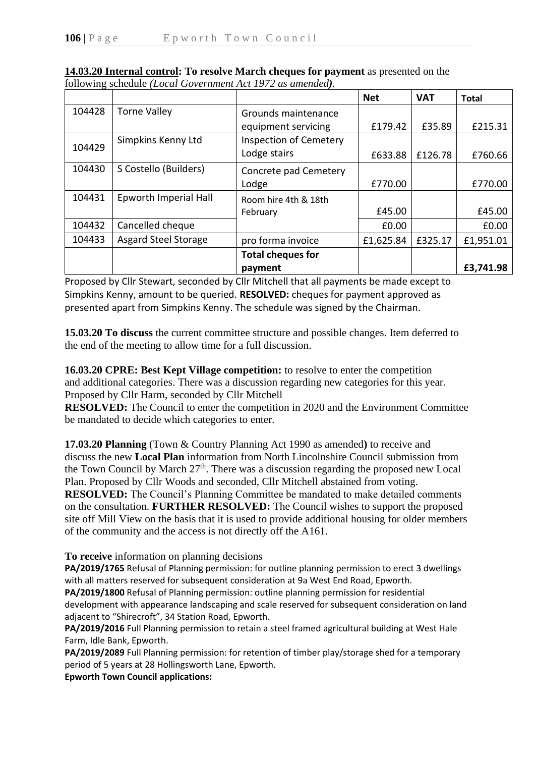**14.03.20 Internal control: To resolve March cheques for payment** as presented on the following schedule *(Local Government Act 1972 as amended)*.

| | | | **Net** | **VAT** | **Total** |
|---|---|---|---|---|---|
| 104428 | Torne Valley | Grounds maintenance equipment servicing | £179.42 | £35.89 | £215.31 |
| 104429 | Simpkins Kenny Ltd | Inspection of Cemetery Lodge stairs | £633.88 | £126.78 | £760.66 |
| 104430 | S Costello (Builders) | Concrete pad Cemetery Lodge | £770.00 | | £770.00 |
| 104431 | Epworth Imperial Hall | Room hire 4th & 18th February | £45.00 | | £45.00 |
| 104432 | Cancelled cheque | | £0.00 | | £0.00 |
| 104433 | Asgard Steel Storage | pro forma invoice | £1,625.84 | £325.17 | £1,951.01 |
| | | **Total cheques for payment** | | | **£3,741.98** |

Proposed by Cllr Stewart, seconded by Cllr Mitchell that all payments be made except to Simpkins Kenny, amount to be queried. **RESOLVED:** cheques for payment approved as presented apart from Simpkins Kenny. The schedule was signed by the Chairman.

**15.03.20 To discuss** the current committee structure and possible changes. Item deferred to the end of the meeting to allow time for a full discussion.

**16.03.20 CPRE: Best Kept Village competition:** to resolve to enter the competition and additional categories. There was a discussion regarding new categories for this year. Proposed by Cllr Harm, seconded by Cllr Mitchell

**RESOLVED:** The Council to enter the competition in 2020 and the Environment Committee be mandated to decide which categories to enter.

**17.03.20 Planning** (Town & Country Planning Act 1990 as amended**)** to receive and discuss the new **Local Plan** information from North Lincolnshire Council submission from the Town Council by March 27th. There was a discussion regarding the proposed new Local Plan. Proposed by Cllr Woods and seconded, Cllr Mitchell abstained from voting.

**RESOLVED:** The Council's Planning Committee be mandated to make detailed comments on the consultation. **FURTHER RESOLVED:** The Council wishes to support the proposed site off Mill View on the basis that it is used to provide additional housing for older members of the community and the access is not directly off the A161.

**To receive** information on planning decisions

**PA/2019/1765** Refusal of Planning permission: for outline planning permission to erect 3 dwellings with all matters reserved for subsequent consideration at 9a West End Road, Epworth.

**PA/2019/1800** Refusal of Planning permission: outline planning permission for residential development with appearance landscaping and scale reserved for subsequent consideration on land adjacent to "Shirecroft", 34 Station Road, Epworth.

**PA/2019/2016** Full Planning permission to retain a steel framed agricultural building at West Hale Farm, Idle Bank, Epworth.

**PA/2019/2089** Full Planning permission: for retention of timber play/storage shed for a temporary period of 5 years at 28 Hollingsworth Lane, Epworth.

**Epworth Town Council applications:**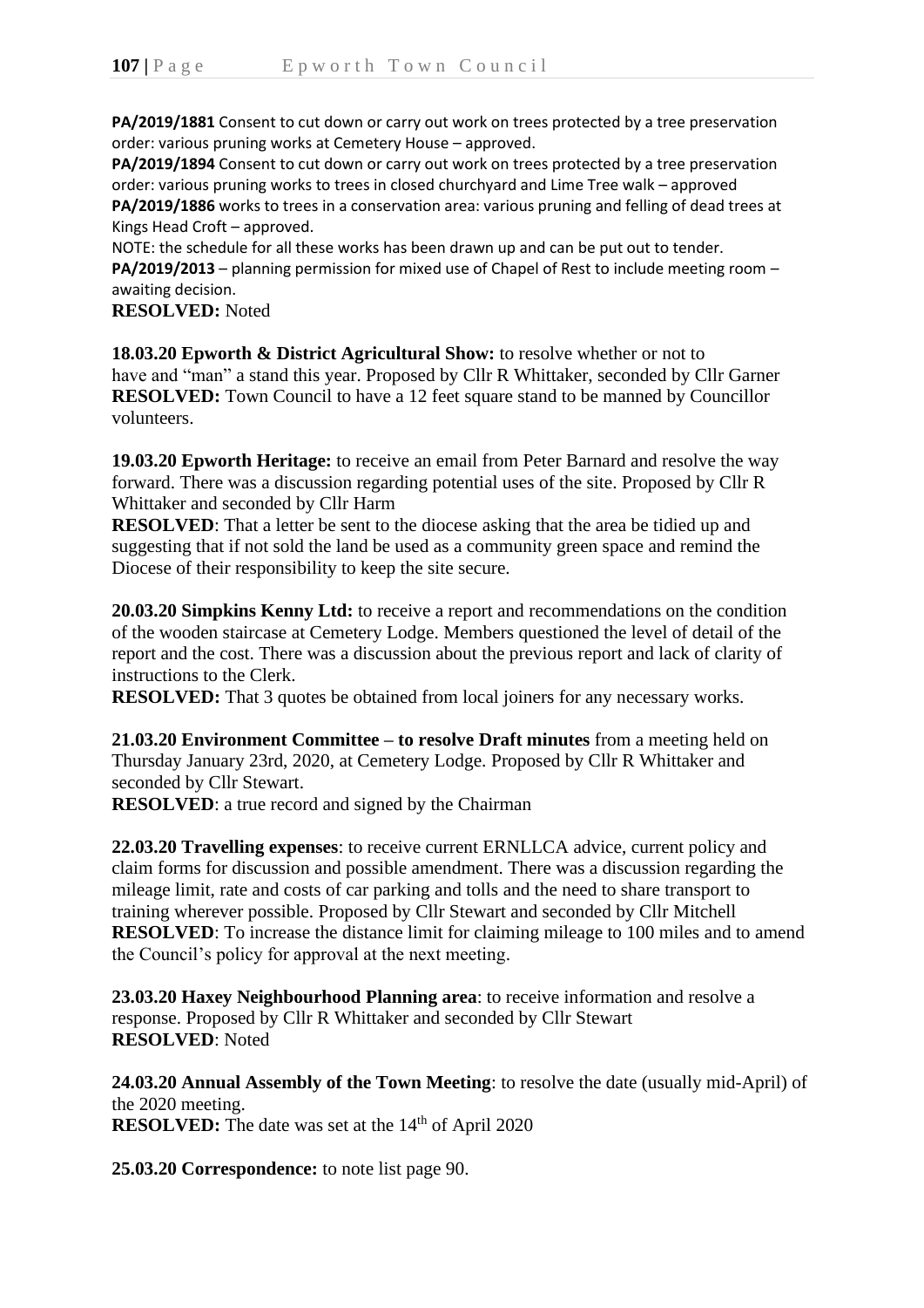**PA/2019/1881** Consent to cut down or carry out work on trees protected by a tree preservation order: various pruning works at Cemetery House – approved.
**PA/2019/1894** Consent to cut down or carry out work on trees protected by a tree preservation order: various pruning works to trees in closed churchyard and Lime Tree walk – approved
**PA/2019/1886** works to trees in a conservation area: various pruning and felling of dead trees at Kings Head Croft – approved.
NOTE: the schedule for all these works has been drawn up and can be put out to tender.
**PA/2019/2013** – planning permission for mixed use of Chapel of Rest to include meeting room – awaiting decision.
**RESOLVED:** Noted

**18.03.20 Epworth & District Agricultural Show:** to resolve whether or not to have and "man" a stand this year. Proposed by Cllr R Whittaker, seconded by Cllr Garner
**RESOLVED:** Town Council to have a 12 feet square stand to be manned by Councillor volunteers.

**19.03.20 Epworth Heritage:** to receive an email from Peter Barnard and resolve the way forward. There was a discussion regarding potential uses of the site. Proposed by Cllr R Whittaker and seconded by Cllr Harm
**RESOLVED**: That a letter be sent to the diocese asking that the area be tidied up and suggesting that if not sold the land be used as a community green space and remind the Diocese of their responsibility to keep the site secure.

**20.03.20 Simpkins Kenny Ltd:** to receive a report and recommendations on the condition of the wooden staircase at Cemetery Lodge. Members questioned the level of detail of the report and the cost. There was a discussion about the previous report and lack of clarity of instructions to the Clerk.
**RESOLVED:** That 3 quotes be obtained from local joiners for any necessary works.

**21.03.20 Environment Committee – to resolve Draft minutes** from a meeting held on Thursday January 23rd, 2020, at Cemetery Lodge. Proposed by Cllr R Whittaker and seconded by Cllr Stewart.
**RESOLVED**: a true record and signed by the Chairman

**22.03.20 Travelling expenses**: to receive current ERNLLCA advice, current policy and claim forms for discussion and possible amendment. There was a discussion regarding the mileage limit, rate and costs of car parking and tolls and the need to share transport to training wherever possible. Proposed by Cllr Stewart and seconded by Cllr Mitchell
**RESOLVED**: To increase the distance limit for claiming mileage to 100 miles and to amend the Council's policy for approval at the next meeting.

**23.03.20 Haxey Neighbourhood Planning area**: to receive information and resolve a response. Proposed by Cllr R Whittaker and seconded by Cllr Stewart
**RESOLVED**: Noted

**24.03.20 Annual Assembly of the Town Meeting**: to resolve the date (usually mid-April) of the 2020 meeting.
**RESOLVED:** The date was set at the 14th of April 2020

**25.03.20 Correspondence:** to note list page 90.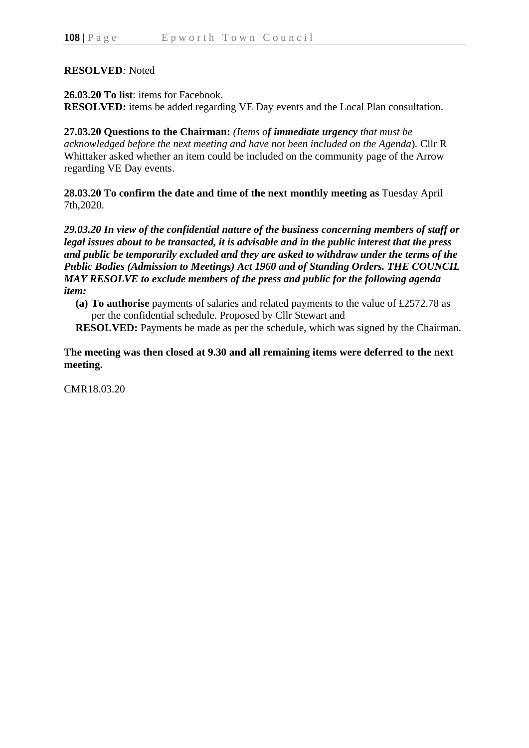**RESOLVED***:* Noted

**26.03.20 To list**: items for Facebook.
**RESOLVED:** items be added regarding VE Day events and the Local Plan consultation.

**27.03.20 Questions to the Chairman:** *(Items o**f immediate urgency** that must be acknowledged before the next meeting and have not been included on the Agenda*)*.* Cllr R Whittaker asked whether an item could be included on the community page of the Arrow regarding VE Day events.

**28.03.20 To confirm the date and time of the next monthly meeting as** Tuesday April 7th,2020.

***29.03.20 In view of the confidential nature of the business concerning members of staff or legal issues about to be transacted, it is advisable and in the public interest that the press and public be temporarily excluded and they are asked to withdraw under the terms of the Public Bodies (Admission to Meetings) Act 1960 and of Standing Orders. THE COUNCIL MAY RESOLVE to exclude members of the press and public for the following agenda item:***

**(a) To authorise** payments of salaries and related payments to the value of £2572.78 as per the confidential schedule. Proposed by Cllr Stewart and

**RESOLVED:** Payments be made as per the schedule, which was signed by the Chairman.

**The meeting was then closed at 9.30 and all remaining items were deferred to the next meeting.**

CMR18.03.20